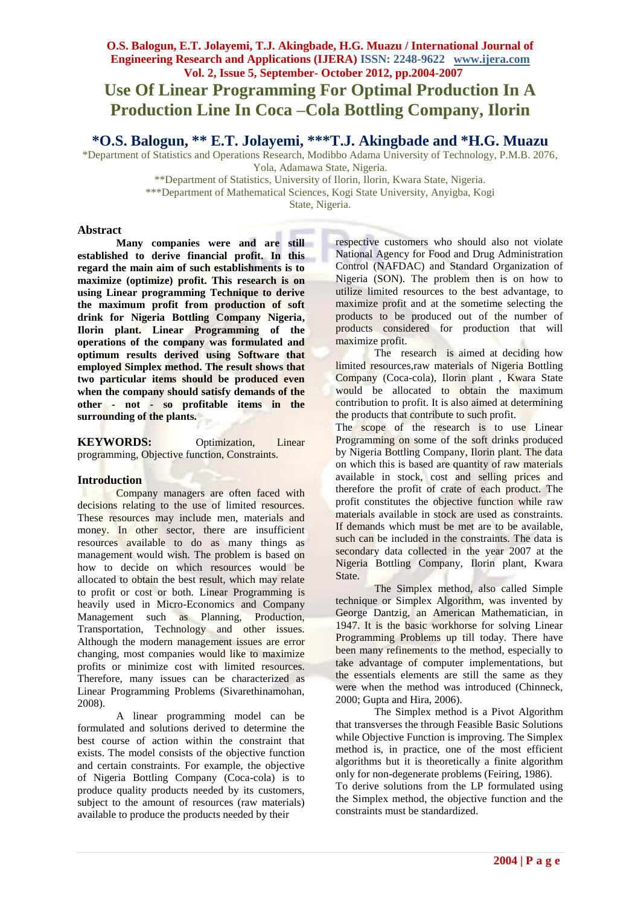# Use Of Linear Programming For Optimal Production In A Production Line In Coca –Cola Bottling Company, Ilorin

## *O.S. Balogun, ** E.T. Jolayemi, ***T.J. Akingbade and *H.G. Muazu

*Department of Statistics and Operations Research, Modibbo Adama University of Technology, P.M.B. 2076, Yola, Adamawa State, Nigeria.

**Department of Statistics, University of Ilorin, Ilorin, Kwara State, Nigeria.

***Department of Mathematical Sciences, Kogi State University, Anyigba, Kogi State, Nigeria.

### Abstract

**Many companies were and are still established to derive financial profit. In this regard the main aim of such establishments is to maximize (optimize) profit. This research is on using Linear programming Technique to derive the maximum profit from production of soft drink for Nigeria Bottling Company Nigeria, Ilorin plant. Linear Programming of the operations of the company was formulated and optimum results derived using Software that employed Simplex method. The result shows that two particular items should be produced even when the company should satisfy demands of the other - not - so profitable items in the surrounding of the plants.**

**KEYWORDS:** Optimization, Linear programming, Objective function, Constraints.

### Introduction

Company managers are often faced with decisions relating to the use of limited resources. These resources may include men, materials and money. In other sector, there are insufficient resources available to do as many things as management would wish. The problem is based on how to decide on which resources would be allocated to obtain the best result, which may relate to profit or cost or both. Linear Programming is heavily used in Micro-Economics and Company Management such as Planning, Production, Transportation, Technology and other issues. Although the modern management issues are error changing, most companies would like to maximize profits or minimize cost with limited resources. Therefore, many issues can be characterized as Linear Programming Problems (Sivarethinamohan, 2008).

A linear programming model can be formulated and solutions derived to determine the best course of action within the constraint that exists. The model consists of the objective function and certain constraints. For example, the objective of Nigeria Bottling Company (Coca-cola) is to produce quality products needed by its customers, subject to the amount of resources (raw materials) available to produce the products needed by their respective customers who should also not violate National Agency for Food and Drug Administration Control (NAFDAC) and Standard Organization of Nigeria (SON). The problem then is on how to utilize limited resources to the best advantage, to maximize profit and at the sometime selecting the products to be produced out of the number of products considered for production that will maximize profit.

The research is aimed at deciding how limited resources,raw materials of Nigeria Bottling Company (Coca-cola), Ilorin plant , Kwara State would be allocated to obtain the maximum contribution to profit. It is also aimed at determining the products that contribute to such profit.

The scope of the research is to use Linear Programming on some of the soft drinks produced by Nigeria Bottling Company, Ilorin plant. The data on which this is based are quantity of raw materials available in stock, cost and selling prices and therefore the profit of crate of each product. The profit constitutes the objective function while raw materials available in stock are used as constraints. If demands which must be met are to be available, such can be included in the constraints. The data is secondary data collected in the year 2007 at the Nigeria Bottling Company, Ilorin plant, Kwara State.

The Simplex method, also called Simple technique or Simplex Algorithm, was invented by George Dantzig, an American Mathematician, in 1947. It is the basic workhorse for solving Linear Programming Problems up till today. There have been many refinements to the method, especially to take advantage of computer implementations, but the essentials elements are still the same as they were when the method was introduced (Chinneck, 2000; Gupta and Hira, 2006).

The Simplex method is a Pivot Algorithm that transverses the through Feasible Basic Solutions while Objective Function is improving. The Simplex method is, in practice, one of the most efficient algorithms but it is theoretically a finite algorithm only for non-degenerate problems (Feiring, 1986).

To derive solutions from the LP formulated using the Simplex method, the objective function and the constraints must be standardized.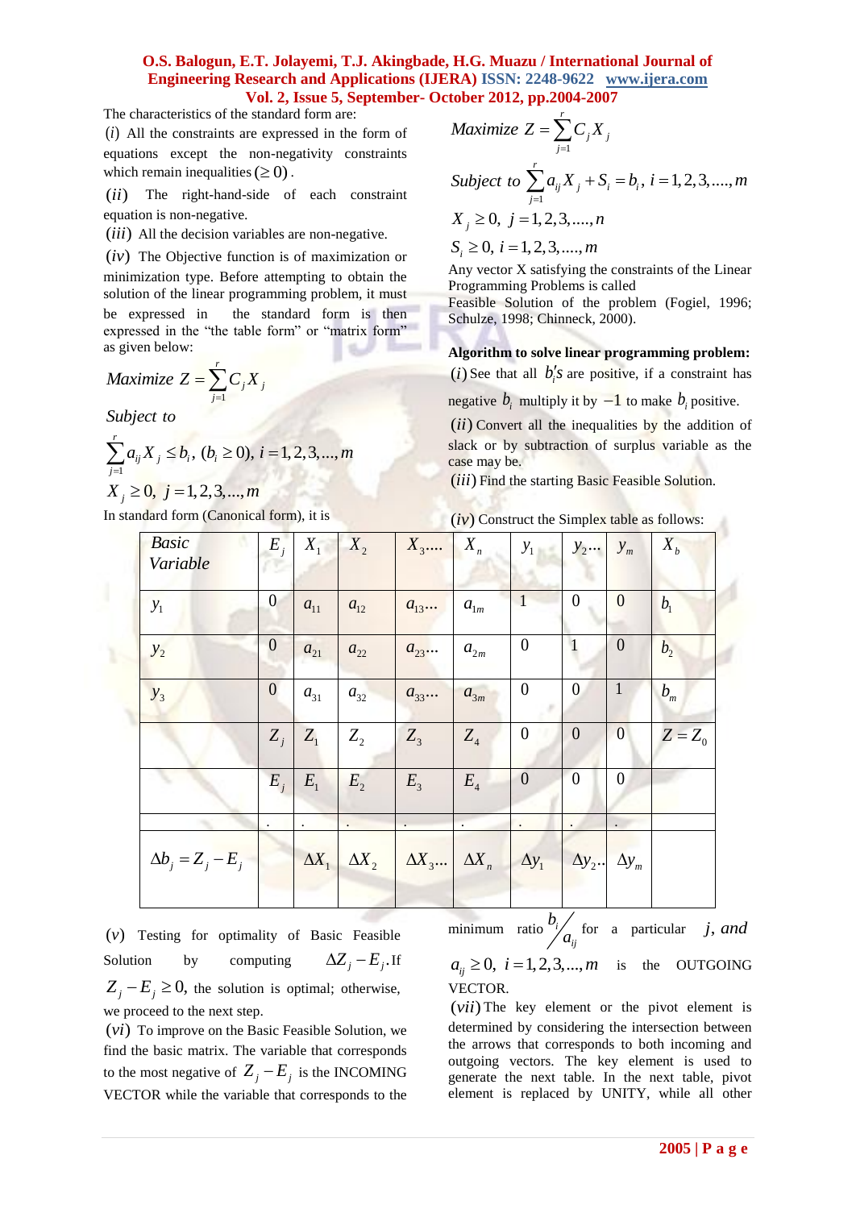The characteristics of the standard form are:

$(i)$ All the constraints are expressed in the form of equations except the non-negativity constraints which remain inequalities $(\geq 0)$.

$(ii)$ The right-hand-side of each constraint equation is non-negative.

$(iii)$ All the decision variables are non-negative.

$(iv)$ The Objective function is of maximization or minimization type. Before attempting to obtain the solution of the linear programming problem, it must be expressed in the standard form is then expressed in the "the table form" or "matrix form" as given below:

$$Maximize\ Z = \sum_{j=1}^{r} C_j X_j$$

$$Subject\ to$$

$$\sum_{j=1}^{r} a_{ij} X_j \leq b_i,\ (b_i \geq 0),\ i = 1,2,3,...,m$$

$$X_j \geq 0,\ j = 1,2,3,...,m$$

In standard form (Canonical form), it is

$$Maximize\ Z = \sum_{j=1}^{r} C_j X_j$$

$$Subject\ to\ \sum_{j=1}^{r} a_{ij} X_j + S_i = b_i,\ i = 1,2,3,....,m$$

$$X_j \geq 0,\ j = 1,2,3,....,n$$

$$S_i \geq 0,\ i = 1,2,3,....,m$$

Any vector X satisfying the constraints of the Linear Programming Problems is called Feasible Solution of the problem (Fogiel, 1996; Schulze, 1998; Chinneck, 2000).

**Algorithm to solve linear programming problem:**

$(i)$ See that all $b_i' s$ are positive, if a constraint has negative $b_i$ multiply it by $-1$ to make $b_i$ positive.

$(ii)$ Convert all the inequalities by the addition of slack or by subtraction of surplus variable as the case may be.

$(iii)$ Find the starting Basic Feasible Solution.

$(iv)$ Construct the Simplex table as follows:

| Basic Variable | $E_j$ | $X_1$ | $X_2$ | $X_3....$ | $X_n$ | $y_1$ | $y_2...$ | $y_m$ | $X_b$ |
|---|---|---|---|---|---|---|---|---|---|
| $y_1$ | 0 | $a_{11}$ | $a_{12}$ | $a_{13}...$ | $a_{1m}$ | 1 | 0 | 0 | $b_1$ |
| $y_2$ | 0 | $a_{21}$ | $a_{22}$ | $a_{23}...$ | $a_{2m}$ | 0 | 1 | 0 | $b_2$ |
| $y_3$ | 0 | $a_{31}$ | $a_{32}$ | $a_{33}...$ | $a_{3m}$ | 0 | 0 | 1 | $b_m$ |
| | $Z_j$ | $Z_1$ | $Z_2$ | $Z_3$ | $Z_4$ | 0 | 0 | 0 | $Z = Z_0$ |
| | $E_j$ | $E_1$ | $E_2$ | $E_3$ | $E_4$ | 0 | 0 | 0 | |
| | . | . | . | . | . | . | . | . | |
| $\Delta b_j = Z_j - E_j$ | | $\Delta X_1$ | $\Delta X_2$ | $\Delta X_3...$ | $\Delta X_n$ | $\Delta y_1$ | $\Delta y_2..$ | $\Delta y_m$ | |

$(v)$ Testing for optimality of Basic Feasible Solution by computing $\Delta Z_j - E_j$. If $Z_j - E_j \geq 0$, the solution is optimal; otherwise, we proceed to the next step.

$(vi)$ To improve on the Basic Feasible Solution, we find the basic matrix. The variable that corresponds to the most negative of $Z_j - E_j$ is the INCOMING VECTOR while the variable that corresponds to the minimum ratio $b_i / a_{ij}$ for a particular $j$, and $a_{ij} \geq 0,\ i = 1,2,3,...,m$ is the OUTGOING VECTOR.

$(vii)$ The key element or the pivot element is determined by considering the intersection between the arrows that corresponds to both incoming and outgoing vectors. The key element is used to generate the next table. In the next table, pivot element is replaced by UNITY, while all other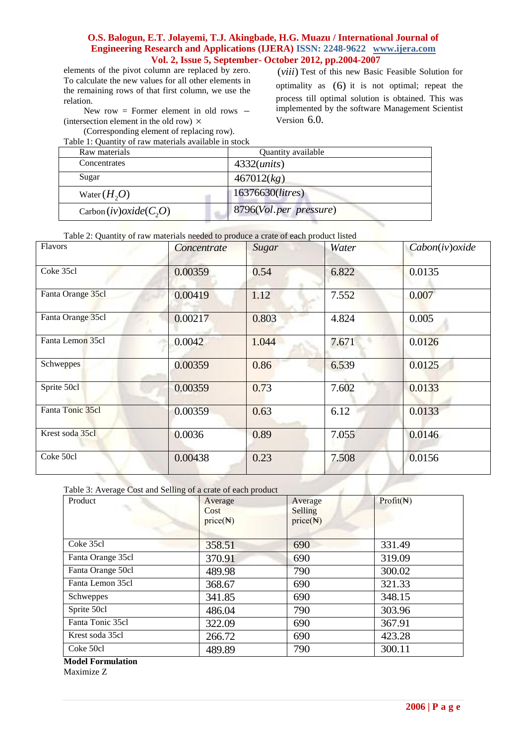elements of the pivot column are replaced by zero. To calculate the new values for all other elements in the remaining rows of that first column, we use the relation.

New row = Former element in old rows – (intersection element in the old row) × (Corresponding element of replacing row).

$(viii)$ Test of this new Basic Feasible Solution for optimality as $(6)$ it is not optimal; repeat the process till optimal solution is obtained. This was implemented by the software Management Scientist Version $6.0$.

Table 1: Quantity of raw materials available in stock

| Raw materials | Quantity available |
|---|---|
| Concentrates | $4332(units)$ |
| Sugar | $467012(kg)$ |
| Water $(H_2O)$ | $16376630(litres)$ |
| Carbon $(iv)oxide(C_2O)$ | $8796(Vol.per\ pressure)$ |

Table 2: Quantity of raw materials needed to produce a crate of each product listed

| Flavors | *Concentrate* | *Sugar* | *Water* | $Cabon(iv)oxide$ |
|---|---|---|---|---|
| Coke 35cl | 0.00359 | 0.54 | 6.822 | 0.0135 |
| Fanta Orange 35cl | 0.00419 | 1.12 | 7.552 | 0.007 |
| Fanta Orange 35cl | 0.00217 | 0.803 | 4.824 | 0.005 |
| Fanta Lemon 35cl | 0.0042 | 1.044 | 7.671 | 0.0126 |
| Schweppes | 0.00359 | 0.86 | 6.539 | 0.0125 |
| Sprite 50cl | 0.00359 | 0.73 | 7.602 | 0.0133 |
| Fanta Tonic 35cl | 0.00359 | 0.63 | 6.12 | 0.0133 |
| Krest soda 35cl | 0.0036 | 0.89 | 7.055 | 0.0146 |
| Coke 50cl | 0.00438 | 0.23 | 7.508 | 0.0156 |

Table 3: Average Cost and Selling of a crate of each product

| Product | Average Cost price(₦) | Average Selling price(₦) | Profit(₦) |
|---|---|---|---|
| Coke 35cl | 358.51 | 690 | 331.49 |
| Fanta Orange 35cl | 370.91 | 690 | 319.09 |
| Fanta Orange 50cl | 489.98 | 790 | 300.02 |
| Fanta Lemon 35cl | 368.67 | 690 | 321.33 |
| Schweppes | 341.85 | 690 | 348.15 |
| Sprite 50cl | 486.04 | 790 | 303.96 |
| Fanta Tonic 35cl | 322.09 | 690 | 367.91 |
| Krest soda 35cl | 266.72 | 690 | 423.28 |
| Coke 50cl | 489.89 | 790 | 300.11 |

**Model Formulation**

Maximize Z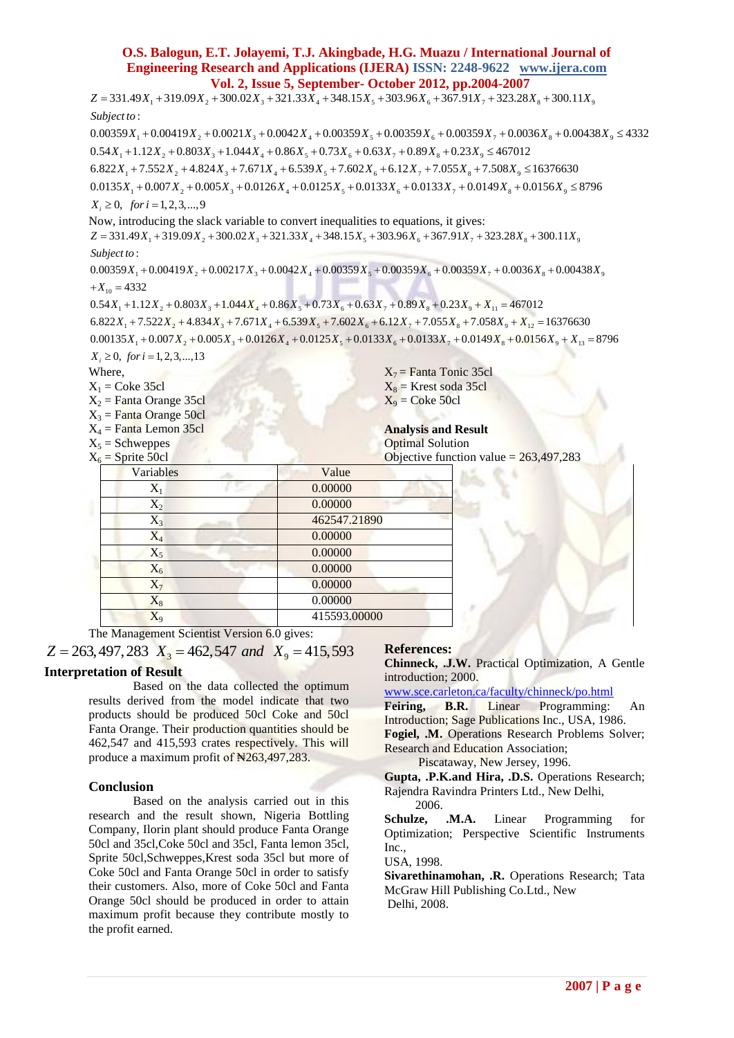$$Z = 331.49X_1 + 319.09X_2 + 300.02X_3 + 321.33X_4 + 348.15X_5 + 303.96X_6 + 367.91X_7 + 323.28X_8 + 300.11X_9$$

*Subject to*:

$$0.00359X_1 + 0.00419X_2 + 0.0021X_3 + 0.0042X_4 + 0.00359X_5 + 0.00359X_6 + 0.00359X_7 + 0.0036X_8 + 0.00438X_9 \leq 4332$$

$$0.54X_1 + 1.12X_2 + 0.803X_3 + 1.044X_4 + 0.86X_5 + 0.73X_6 + 0.63X_7 + 0.89X_8 + 0.23X_9 \leq 467012$$

$$6.822X_1 + 7.552X_2 + 4.824X_3 + 7.671X_4 + 6.539X_5 + 7.602X_6 + 6.12X_7 + 7.055X_8 + 7.508X_9 \leq 16376630$$

$$0.0135X_1 + 0.007X_2 + 0.005X_3 + 0.0126X_4 + 0.0125X_5 + 0.0133X_6 + 0.0133X_7 + 0.0149X_8 + 0.0156X_9 \leq 8796$$

$$X_i \geq 0, \quad for\ i = 1,2,3,...,9$$

Now, introducing the slack variable to convert inequalities to equations, it gives:

$$Z = 331.49X_1 + 319.09X_2 + 300.02X_3 + 321.33X_4 + 348.15X_5 + 303.96X_6 + 367.91X_7 + 323.28X_8 + 300.11X_9$$

*Subject to*:

$$0.00359X_1 + 0.00419X_2 + 0.00217X_3 + 0.0042X_4 + 0.00359X_5 + 0.00359X_6 + 0.00359X_7 + 0.0036X_8 + 0.00438X_9 + X_{10} = 4332$$

$$0.54X_1 + 1.12X_2 + 0.803X_3 + 1.044X_4 + 0.86X_5 + 0.73X_6 + 0.63X_7 + 0.89X_8 + 0.23X_9 + X_{11} = 467012$$

$$6.822X_1 + 7.522X_2 + 4.834X_3 + 7.671X_4 + 6.539X_5 + 7.602X_6 + 6.12X_7 + 7.055X_8 + 7.058X_9 + X_{12} = 16376630$$

$$0.00135X_1 + 0.007X_2 + 0.005X_3 + 0.0126X_4 + 0.0125X_5 + 0.0133X_6 + 0.0133X_7 + 0.0149X_8 + 0.0156X_9 + X_{13} = 8796$$

$$X_i \geq 0, \quad for\ i = 1,2,3,...,13$$

Where,

$X_1$ = Coke 35cl
$X_2$ = Fanta Orange 35cl
$X_3$ = Fanta Orange 50cl
$X_4$ = Fanta Lemon 35cl
$X_5$ = Schweppes
$X_6$ = Sprite 50cl
$X_7$ = Fanta Tonic 35cl
$X_8$ = Krest soda 35cl
$X_9$ = Coke 50cl

**Analysis and Result**

Optimal Solution

Objective function value = 263,497,283

| Variables | Value |
|---|---|
| $X_1$ | 0.00000 |
| $X_2$ | 0.00000 |
| $X_3$ | 462547.21890 |
| $X_4$ | 0.00000 |
| $X_5$ | 0.00000 |
| $X_6$ | 0.00000 |
| $X_7$ | 0.00000 |
| $X_8$ | 0.00000 |
| $X_9$ | 415593.00000 |

The Management Scientist Version 6.0 gives:

$$Z = 263,497,283 \quad X_3 = 462,547 \ and \quad X_9 = 415,593$$

## Interpretation of Result

Based on the data collected the optimum results derived from the model indicate that two products should be produced 50cl Coke and 50cl Fanta Orange. Their production quantities should be 462,547 and 415,593 crates respectively. This will produce a maximum profit of ₦263,497,283.

## Conclusion

Based on the analysis carried out in this research and the result shown, Nigeria Bottling Company, Ilorin plant should produce Fanta Orange 50cl and 35cl, Coke 50cl and 35cl, Fanta lemon 35cl, Sprite 50cl, Schweppes, Krest soda 35cl but more of Coke 50cl and Fanta Orange 50cl in order to satisfy their customers. Also, more of Coke 50cl and Fanta Orange 50cl should be produced in order to attain maximum profit because they contribute mostly to the profit earned.

## References:

**Chinneck, .J.W.** Practical Optimization, A Gentle introduction; 2000. www.sce.carleton.ca/faculty/chinneck/po.html

**Feiring, B.R.** Linear Programming: An Introduction; Sage Publications Inc., USA, 1986.

**Fogiel, .M.** Operations Research Problems Solver; Research and Education Association; Piscataway, New Jersey, 1996.

**Gupta, .P.K.and Hira, .D.S.** Operations Research; Rajendra Ravindra Printers Ltd., New Delhi, 2006.

**Schulze, .M.A.** Linear Programming for Optimization; Perspective Scientific Instruments Inc., USA, 1998.

**Sivarethinamohan, .R.** Operations Research; Tata McGraw Hill Publishing Co.Ltd., New Delhi, 2008.